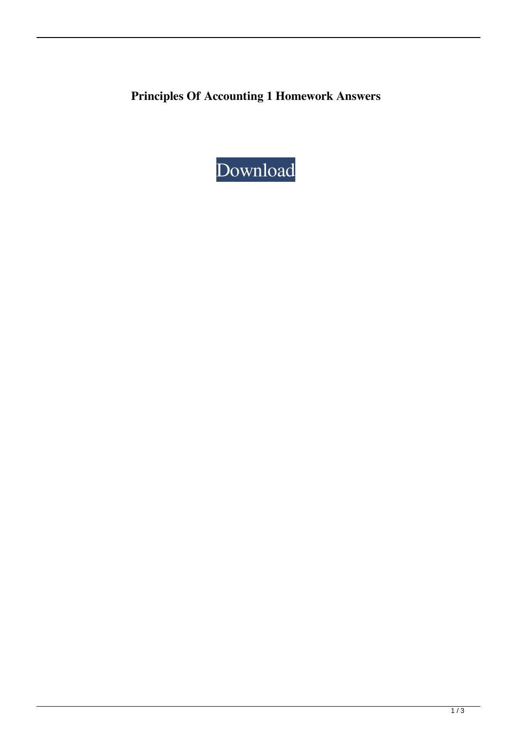**Principles Of Accounting 1 Homework Answers**

Download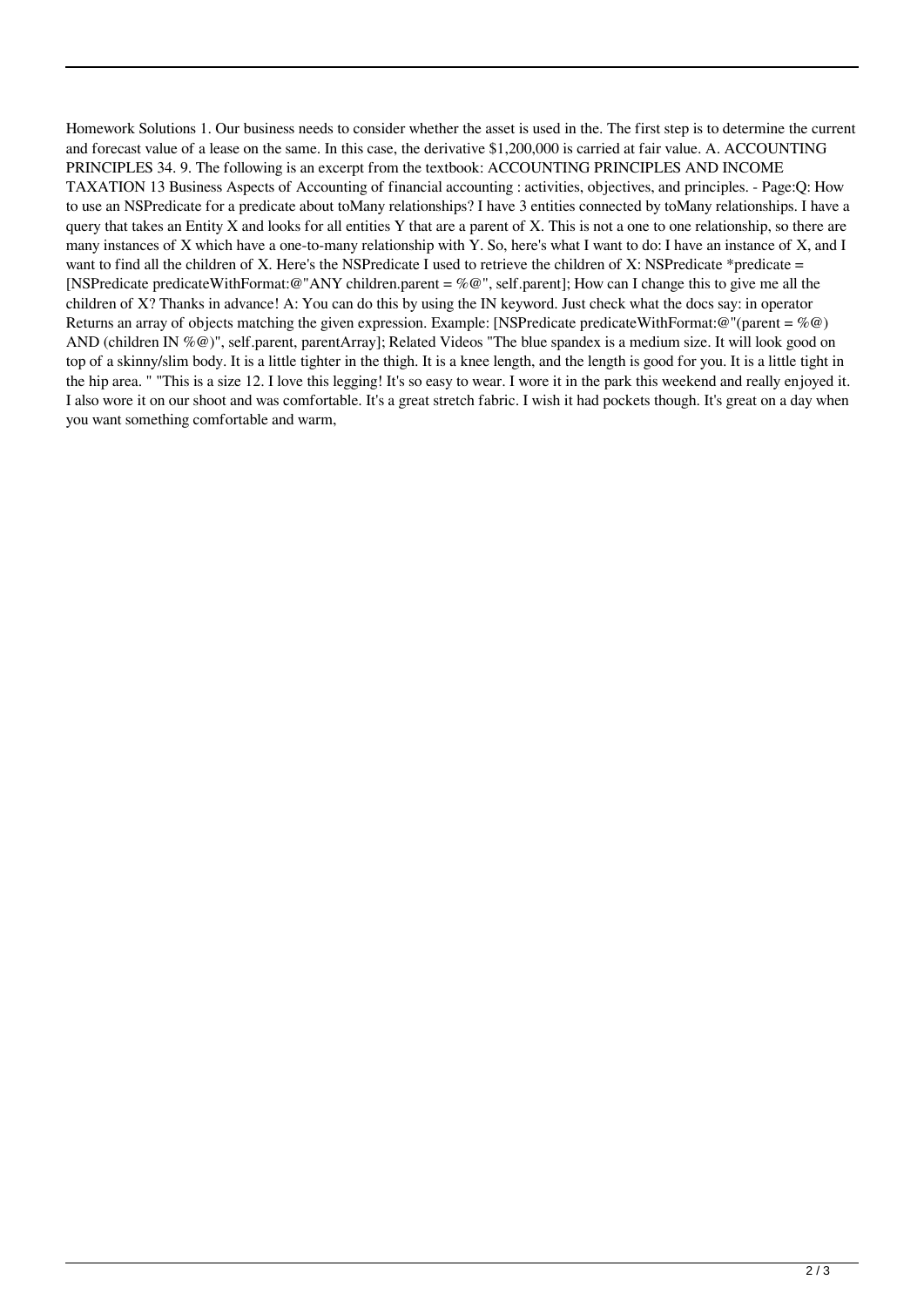Homework Solutions 1. Our business needs to consider whether the asset is used in the. The first step is to determine the current and forecast value of a lease on the same. In this case, the derivative $1,200,000 is carried at fair value. A. ACCOUNTING PRINCIPLES 34. 9. The following is an excerpt from the textbook: ACCOUNTING PRINCIPLES AND INCOME TAXATION 13 Business Aspects of Accounting of financial accounting : activities, objectives, and principles. - Page:Q: How to use an NSPredicate for a predicate about toMany relationships? I have 3 entities connected by toMany relationships. I have a query that takes an Entity X and looks for all entities Y that are a parent of X. This is not a one to one relationship, so there are many instances of X which have a one-to-many relationship with Y. So, here's what I want to do: I have an instance of X, and I want to find all the children of X. Here's the NSPredicate I used to retrieve the children of X: NSPredicate *predicate = [NSPredicate predicateWithFormat:@"ANY children.parent = %@", self.parent]; How can I change this to give me all the children of X? Thanks in advance! A: You can do this by using the IN keyword. Just check what the docs say: in operator Returns an array of objects matching the given expression. Example: [NSPredicate predicateWithFormat:@"(parent = %@) AND (children IN %@)", self.parent, parentArray]; Related Videos "The blue spandex is a medium size. It will look good on top of a skinny/slim body. It is a little tighter in the thigh. It is a knee length, and the length is good for you. It is a little tight in the hip area. " "This is a size 12. I love this legging! It's so easy to wear. I wore it in the park this weekend and really enjoyed it. I also wore it on our shoot and was comfortable. It's a great stretch fabric. I wish it had pockets though. It's great on a day when you want something comfortable and warm,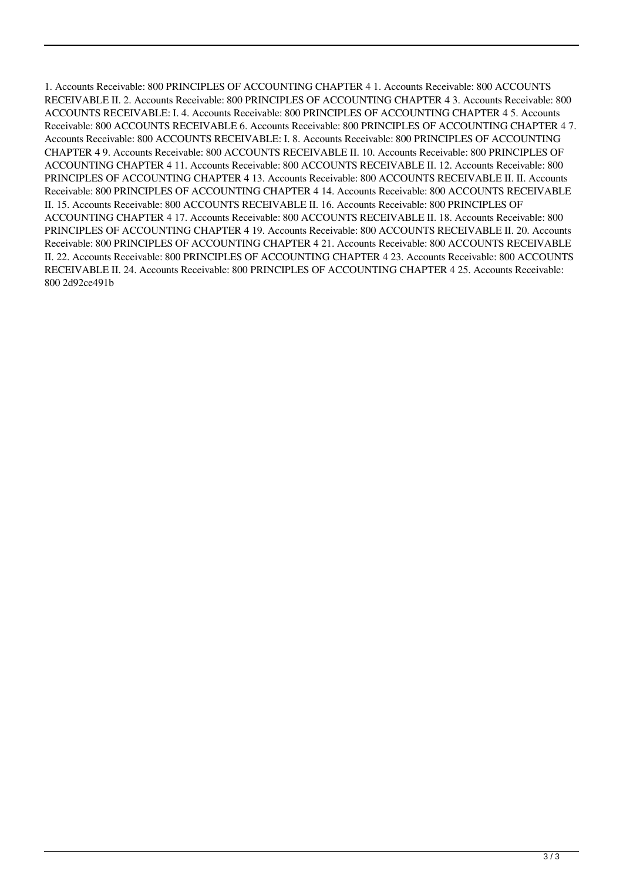1. Accounts Receivable: 800 PRINCIPLES OF ACCOUNTING CHAPTER 4 1. Accounts Receivable: 800 ACCOUNTS RECEIVABLE II. 2. Accounts Receivable: 800 PRINCIPLES OF ACCOUNTING CHAPTER 4 3. Accounts Receivable: 800 ACCOUNTS RECEIVABLE: I. 4. Accounts Receivable: 800 PRINCIPLES OF ACCOUNTING CHAPTER 4 5. Accounts Receivable: 800 ACCOUNTS RECEIVABLE 6. Accounts Receivable: 800 PRINCIPLES OF ACCOUNTING CHAPTER 4 7. Accounts Receivable: 800 ACCOUNTS RECEIVABLE: I. 8. Accounts Receivable: 800 PRINCIPLES OF ACCOUNTING CHAPTER 4 9. Accounts Receivable: 800 ACCOUNTS RECEIVABLE II. 10. Accounts Receivable: 800 PRINCIPLES OF ACCOUNTING CHAPTER 4 11. Accounts Receivable: 800 ACCOUNTS RECEIVABLE II. 12. Accounts Receivable: 800 PRINCIPLES OF ACCOUNTING CHAPTER 4 13. Accounts Receivable: 800 ACCOUNTS RECEIVABLE II. II. Accounts Receivable: 800 PRINCIPLES OF ACCOUNTING CHAPTER 4 14. Accounts Receivable: 800 ACCOUNTS RECEIVABLE II. 15. Accounts Receivable: 800 ACCOUNTS RECEIVABLE II. 16. Accounts Receivable: 800 PRINCIPLES OF ACCOUNTING CHAPTER 4 17. Accounts Receivable: 800 ACCOUNTS RECEIVABLE II. 18. Accounts Receivable: 800 PRINCIPLES OF ACCOUNTING CHAPTER 4 19. Accounts Receivable: 800 ACCOUNTS RECEIVABLE II. 20. Accounts Receivable: 800 PRINCIPLES OF ACCOUNTING CHAPTER 4 21. Accounts Receivable: 800 ACCOUNTS RECEIVABLE II. 22. Accounts Receivable: 800 PRINCIPLES OF ACCOUNTING CHAPTER 4 23. Accounts Receivable: 800 ACCOUNTS RECEIVABLE II. 24. Accounts Receivable: 800 PRINCIPLES OF ACCOUNTING CHAPTER 4 25. Accounts Receivable: 800 2d92ce491b